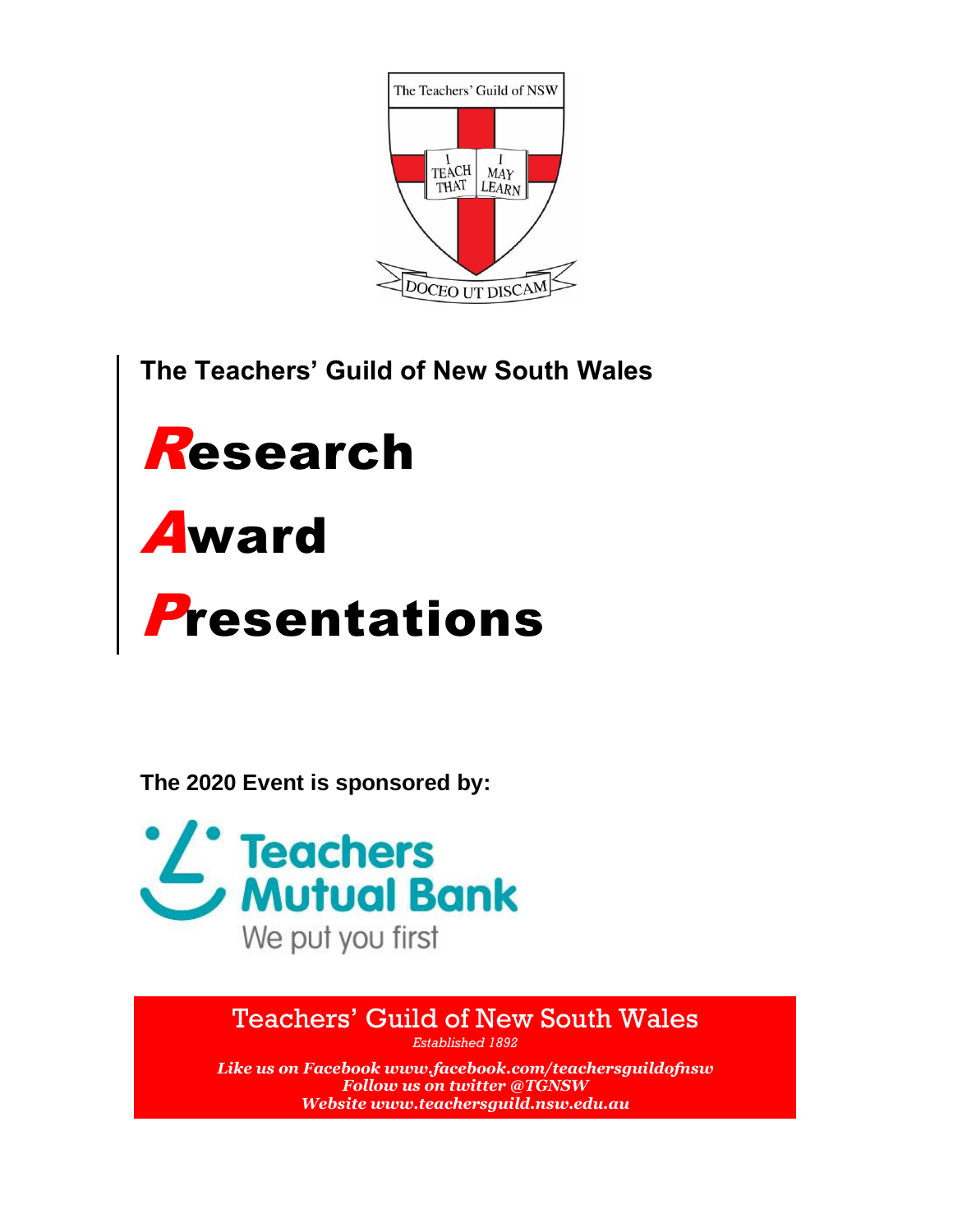The Teachers' Guild of NSW

I TEACH THAT I MAY LEARN

DOCEO UT DISCAM

**The Teachers' Guild of New South Wales**

# Research Award Presentations

**The 2020 Event is sponsored by:**

Teachers Mutual Bank

We put you first

Teachers' Guild of New South Wales

*Established 1892*

***Like us on Facebook www.facebook.com/teachersguildofnsw***
***Follow us on twitter @TGNSW***
***Website www.teachersguild.nsw.edu.au***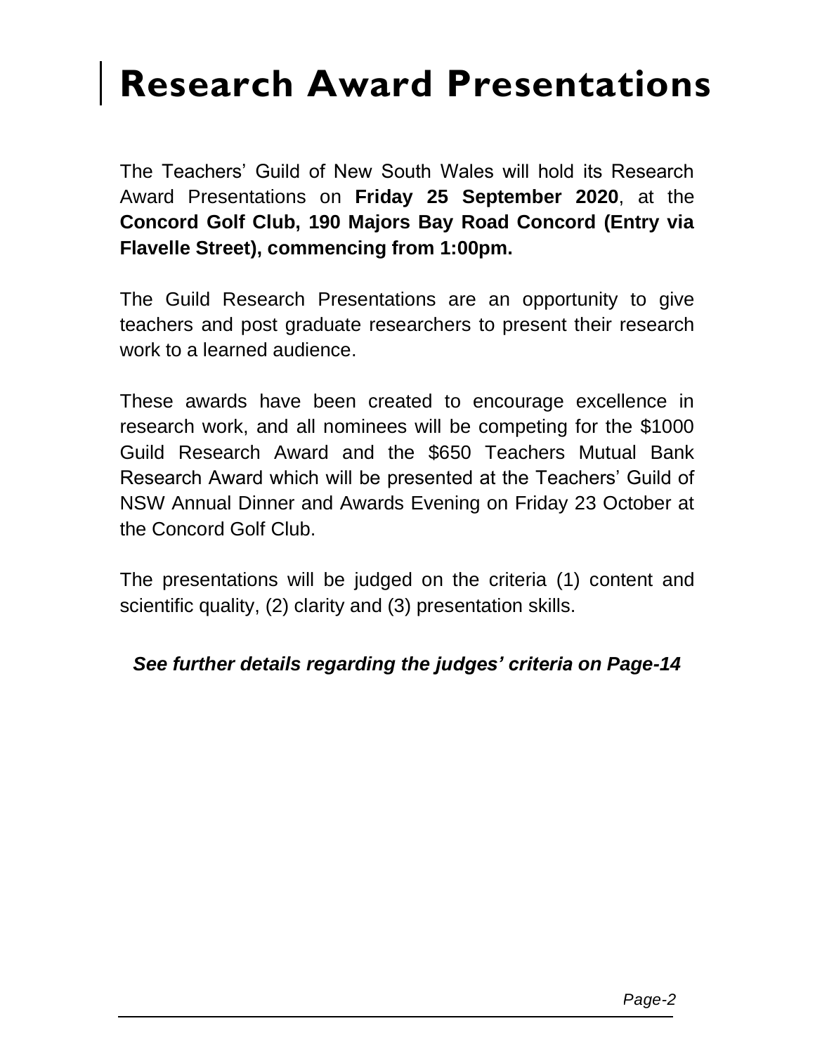# Research Award Presentations

The Teachers' Guild of New South Wales will hold its Research Award Presentations on **Friday 25 September 2020**, at the **Concord Golf Club, 190 Majors Bay Road Concord (Entry via Flavelle Street), commencing from 1:00pm.**

The Guild Research Presentations are an opportunity to give teachers and post graduate researchers to present their research work to a learned audience.

These awards have been created to encourage excellence in research work, and all nominees will be competing for the $1000 Guild Research Award and the $650 Teachers Mutual Bank Research Award which will be presented at the Teachers' Guild of NSW Annual Dinner and Awards Evening on Friday 23 October at the Concord Golf Club.

The presentations will be judged on the criteria (1) content and scientific quality, (2) clarity and (3) presentation skills.

***See further details regarding the judges' criteria on Page-14***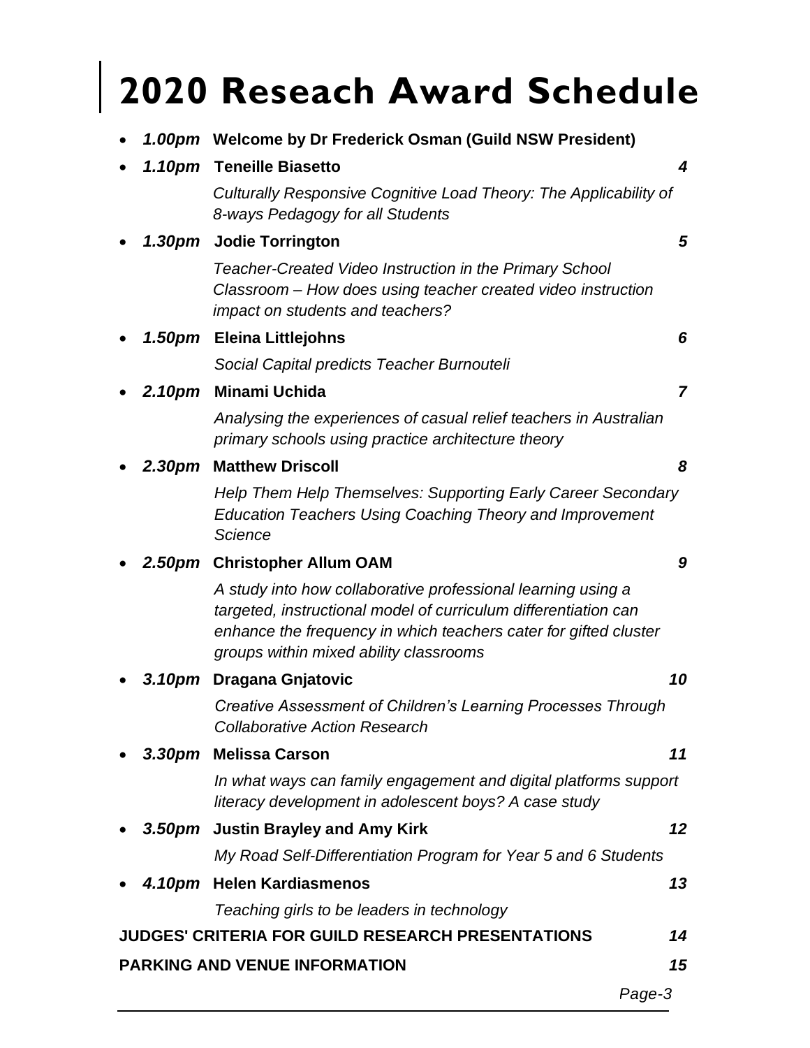# 2020 Reseach Award Schedule

- ***1.00pm*** **Welcome by Dr Frederick Osman (Guild NSW President)**
- ***1.10pm*** **Teneille Biasetto** ***4***
  *Culturally Responsive Cognitive Load Theory: The Applicability of 8-ways Pedagogy for all Students*
- ***1.30pm*** **Jodie Torrington** ***5***
  *Teacher-Created Video Instruction in the Primary School Classroom – How does using teacher created video instruction impact on students and teachers?*
- ***1.50pm*** **Eleina Littlejohns** ***6***
  *Social Capital predicts Teacher Burnouteli*
- ***2.10pm*** **Minami Uchida** ***7***
  *Analysing the experiences of casual relief teachers in Australian primary schools using practice architecture theory*
- ***2.30pm*** **Matthew Driscoll** ***8***
  *Help Them Help Themselves: Supporting Early Career Secondary Education Teachers Using Coaching Theory and Improvement Science*
- ***2.50pm*** **Christopher Allum OAM** ***9***
  *A study into how collaborative professional learning using a targeted, instructional model of curriculum differentiation can enhance the frequency in which teachers cater for gifted cluster groups within mixed ability classrooms*
- ***3.10pm*** **Dragana Gnjatovic** ***10***
  *Creative Assessment of Children's Learning Processes Through Collaborative Action Research*
- ***3.30pm*** **Melissa Carson** ***11***
  *In what ways can family engagement and digital platforms support literacy development in adolescent boys? A case study*
- ***3.50pm*** **Justin Brayley and Amy Kirk** ***12***
  *My Road Self-Differentiation Program for Year 5 and 6 Students*
- ***4.10pm*** **Helen Kardiasmenos** ***13***
  *Teaching girls to be leaders in technology*

**JUDGES' CRITERIA FOR GUILD RESEARCH PRESENTATIONS** ***14***

**PARKING AND VENUE INFORMATION** ***15***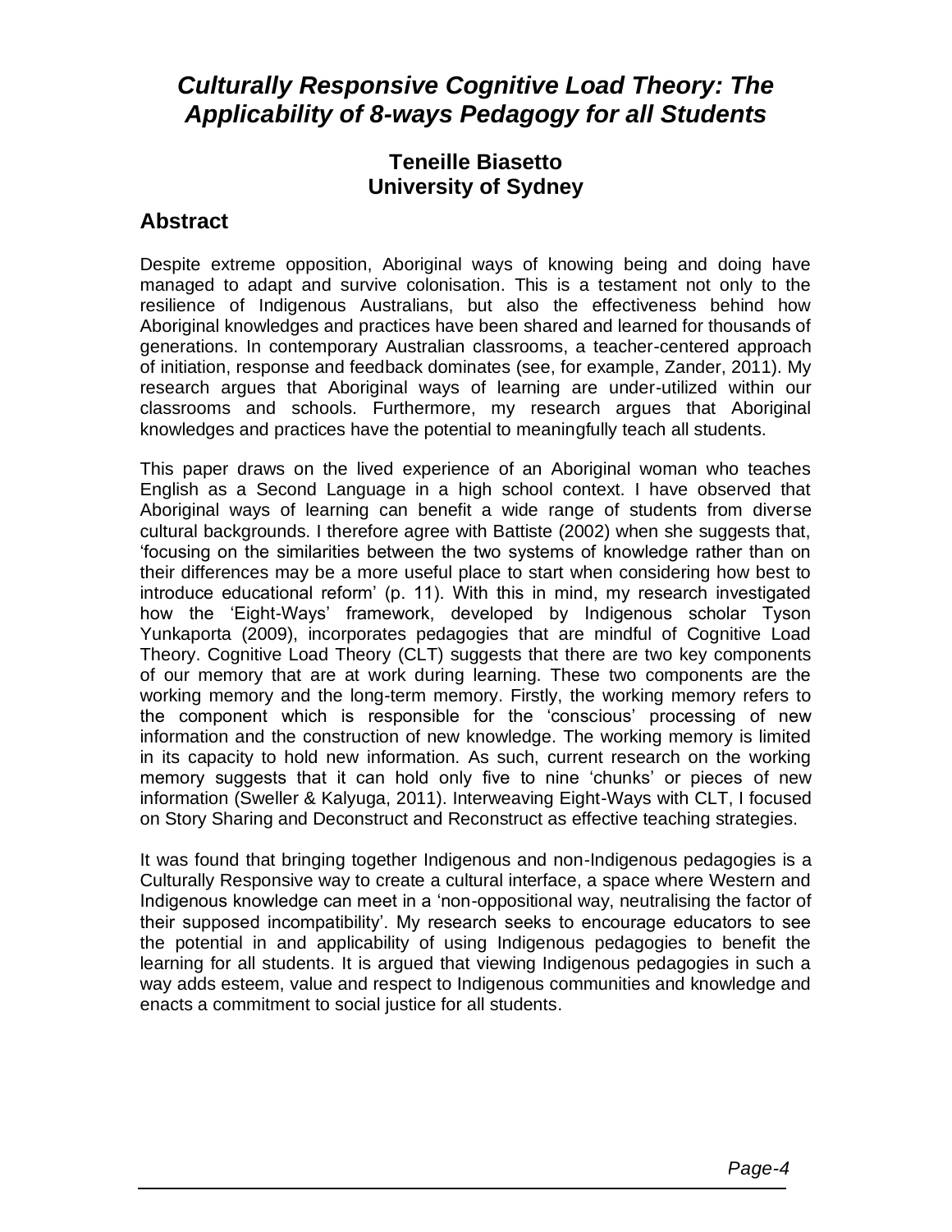# *Culturally Responsive Cognitive Load Theory: The Applicability of 8-ways Pedagogy for all Students*

**Teneille Biasetto**
**University of Sydney**

## Abstract

Despite extreme opposition, Aboriginal ways of knowing being and doing have managed to adapt and survive colonisation. This is a testament not only to the resilience of Indigenous Australians, but also the effectiveness behind how Aboriginal knowledges and practices have been shared and learned for thousands of generations. In contemporary Australian classrooms, a teacher-centered approach of initiation, response and feedback dominates (see, for example, Zander, 2011). My research argues that Aboriginal ways of learning are under-utilized within our classrooms and schools. Furthermore, my research argues that Aboriginal knowledges and practices have the potential to meaningfully teach all students.

This paper draws on the lived experience of an Aboriginal woman who teaches English as a Second Language in a high school context. I have observed that Aboriginal ways of learning can benefit a wide range of students from diverse cultural backgrounds. I therefore agree with Battiste (2002) when she suggests that, 'focusing on the similarities between the two systems of knowledge rather than on their differences may be a more useful place to start when considering how best to introduce educational reform' (p. 11). With this in mind, my research investigated how the 'Eight-Ways' framework, developed by Indigenous scholar Tyson Yunkaporta (2009), incorporates pedagogies that are mindful of Cognitive Load Theory. Cognitive Load Theory (CLT) suggests that there are two key components of our memory that are at work during learning. These two components are the working memory and the long-term memory. Firstly, the working memory refers to the component which is responsible for the 'conscious' processing of new information and the construction of new knowledge. The working memory is limited in its capacity to hold new information. As such, current research on the working memory suggests that it can hold only five to nine 'chunks' or pieces of new information (Sweller & Kalyuga, 2011). Interweaving Eight-Ways with CLT, I focused on Story Sharing and Deconstruct and Reconstruct as effective teaching strategies.

It was found that bringing together Indigenous and non-Indigenous pedagogies is a Culturally Responsive way to create a cultural interface, a space where Western and Indigenous knowledge can meet in a 'non-oppositional way, neutralising the factor of their supposed incompatibility'. My research seeks to encourage educators to see the potential in and applicability of using Indigenous pedagogies to benefit the learning for all students. It is argued that viewing Indigenous pedagogies in such a way adds esteem, value and respect to Indigenous communities and knowledge and enacts a commitment to social justice for all students.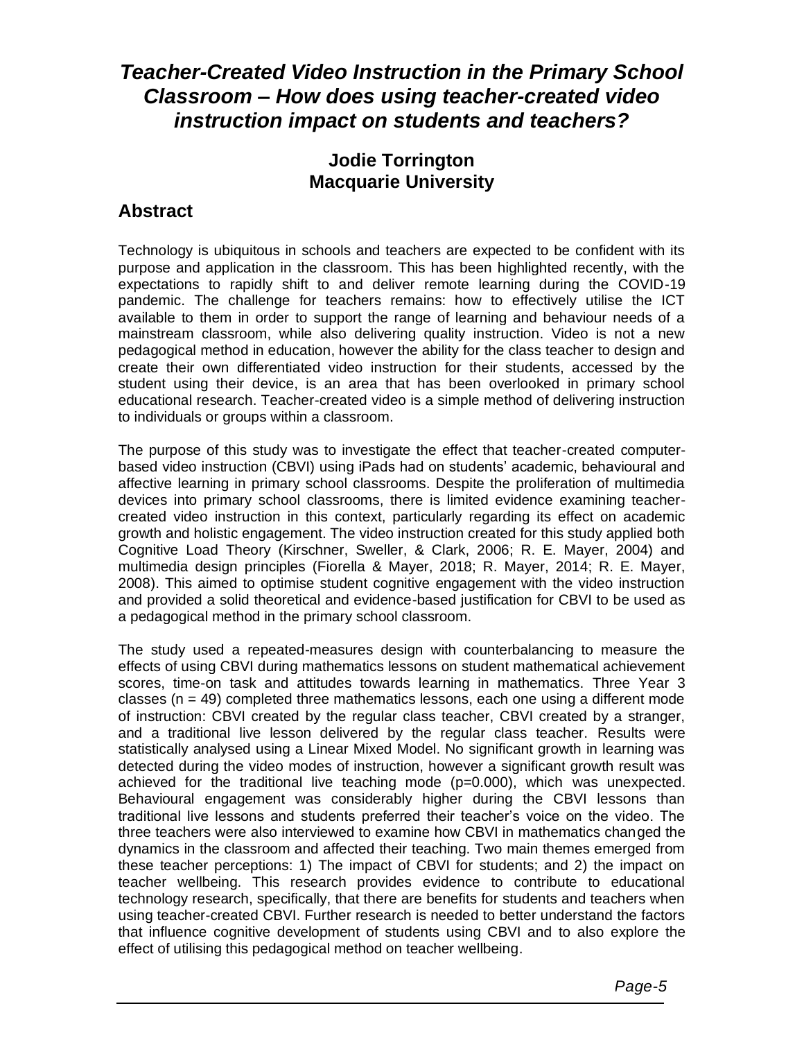# *Teacher-Created Video Instruction in the Primary School Classroom – How does using teacher-created video instruction impact on students and teachers?*

**Jodie Torrington**
**Macquarie University**

## Abstract

Technology is ubiquitous in schools and teachers are expected to be confident with its purpose and application in the classroom. This has been highlighted recently, with the expectations to rapidly shift to and deliver remote learning during the COVID-19 pandemic. The challenge for teachers remains: how to effectively utilise the ICT available to them in order to support the range of learning and behaviour needs of a mainstream classroom, while also delivering quality instruction. Video is not a new pedagogical method in education, however the ability for the class teacher to design and create their own differentiated video instruction for their students, accessed by the student using their device, is an area that has been overlooked in primary school educational research. Teacher-created video is a simple method of delivering instruction to individuals or groups within a classroom.

The purpose of this study was to investigate the effect that teacher-created computer-based video instruction (CBVI) using iPads had on students' academic, behavioural and affective learning in primary school classrooms. Despite the proliferation of multimedia devices into primary school classrooms, there is limited evidence examining teacher-created video instruction in this context, particularly regarding its effect on academic growth and holistic engagement. The video instruction created for this study applied both Cognitive Load Theory (Kirschner, Sweller, & Clark, 2006; R. E. Mayer, 2004) and multimedia design principles (Fiorella & Mayer, 2018; R. Mayer, 2014; R. E. Mayer, 2008). This aimed to optimise student cognitive engagement with the video instruction and provided a solid theoretical and evidence-based justification for CBVI to be used as a pedagogical method in the primary school classroom.

The study used a repeated-measures design with counterbalancing to measure the effects of using CBVI during mathematics lessons on student mathematical achievement scores, time-on task and attitudes towards learning in mathematics. Three Year 3 classes ($n = 49$) completed three mathematics lessons, each one using a different mode of instruction: CBVI created by the regular class teacher, CBVI created by a stranger, and a traditional live lesson delivered by the regular class teacher. Results were statistically analysed using a Linear Mixed Model. No significant growth in learning was detected during the video modes of instruction, however a significant growth result was achieved for the traditional live teaching mode ($p=0.000$), which was unexpected. Behavioural engagement was considerably higher during the CBVI lessons than traditional live lessons and students preferred their teacher's voice on the video. The three teachers were also interviewed to examine how CBVI in mathematics changed the dynamics in the classroom and affected their teaching. Two main themes emerged from these teacher perceptions: 1) The impact of CBVI for students; and 2) the impact on teacher wellbeing. This research provides evidence to contribute to educational technology research, specifically, that there are benefits for students and teachers when using teacher-created CBVI. Further research is needed to better understand the factors that influence cognitive development of students using CBVI and to also explore the effect of utilising this pedagogical method on teacher wellbeing.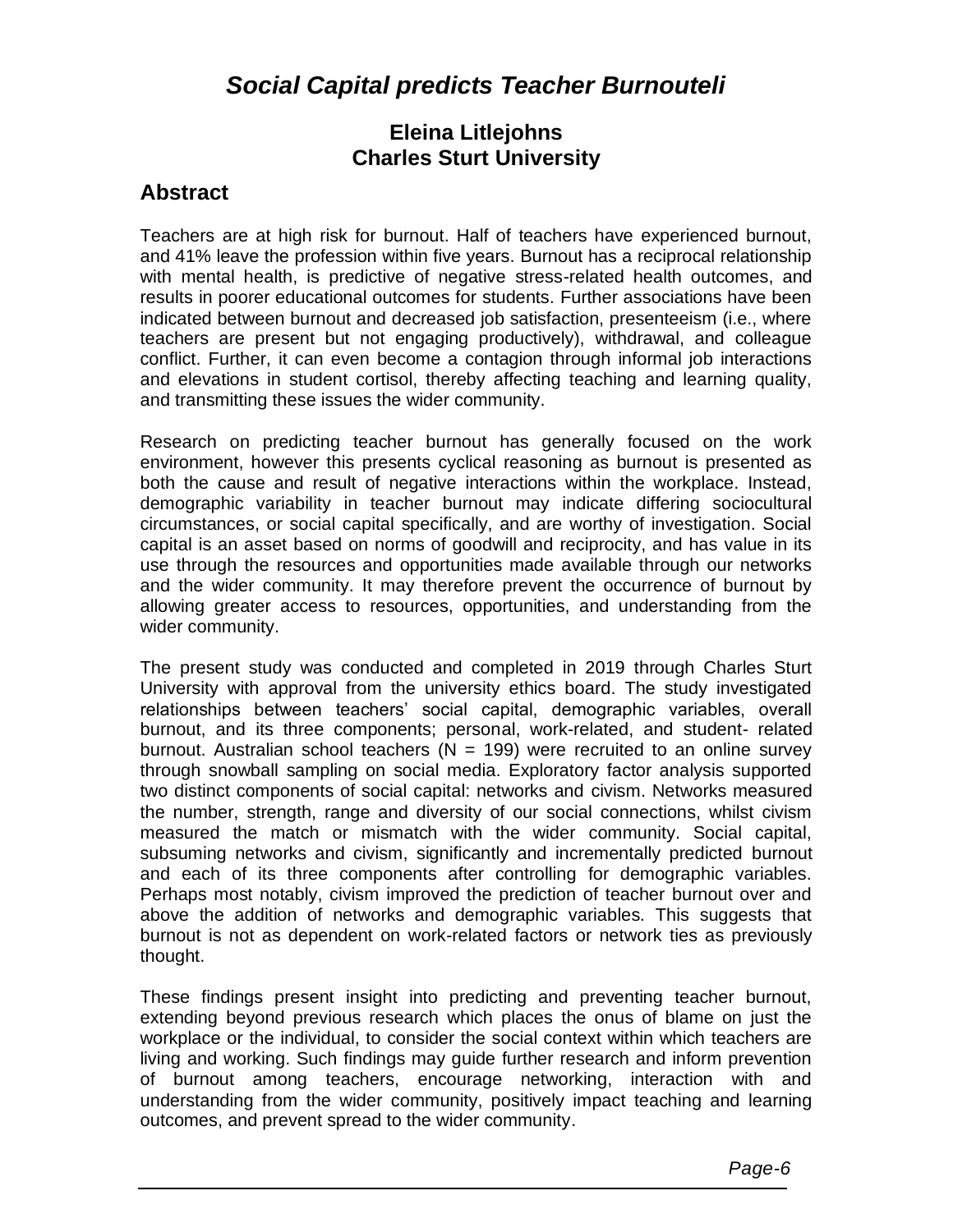# *Social Capital predicts Teacher Burnouteli*

### Eleina Litlejohns
### Charles Sturt University

## Abstract

Teachers are at high risk for burnout. Half of teachers have experienced burnout, and 41% leave the profession within five years. Burnout has a reciprocal relationship with mental health, is predictive of negative stress-related health outcomes, and results in poorer educational outcomes for students. Further associations have been indicated between burnout and decreased job satisfaction, presenteeism (i.e., where teachers are present but not engaging productively), withdrawal, and colleague conflict. Further, it can even become a contagion through informal job interactions and elevations in student cortisol, thereby affecting teaching and learning quality, and transmitting these issues the wider community.

Research on predicting teacher burnout has generally focused on the work environment, however this presents cyclical reasoning as burnout is presented as both the cause and result of negative interactions within the workplace. Instead, demographic variability in teacher burnout may indicate differing sociocultural circumstances, or social capital specifically, and are worthy of investigation. Social capital is an asset based on norms of goodwill and reciprocity, and has value in its use through the resources and opportunities made available through our networks and the wider community. It may therefore prevent the occurrence of burnout by allowing greater access to resources, opportunities, and understanding from the wider community.

The present study was conducted and completed in 2019 through Charles Sturt University with approval from the university ethics board. The study investigated relationships between teachers' social capital, demographic variables, overall burnout, and its three components; personal, work-related, and student- related burnout. Australian school teachers ($N = 199$) were recruited to an online survey through snowball sampling on social media. Exploratory factor analysis supported two distinct components of social capital: networks and civism. Networks measured the number, strength, range and diversity of our social connections, whilst civism measured the match or mismatch with the wider community. Social capital, subsuming networks and civism, significantly and incrementally predicted burnout and each of its three components after controlling for demographic variables. Perhaps most notably, civism improved the prediction of teacher burnout over and above the addition of networks and demographic variables. This suggests that burnout is not as dependent on work-related factors or network ties as previously thought.

These findings present insight into predicting and preventing teacher burnout, extending beyond previous research which places the onus of blame on just the workplace or the individual, to consider the social context within which teachers are living and working. Such findings may guide further research and inform prevention of burnout among teachers, encourage networking, interaction with and understanding from the wider community, positively impact teaching and learning outcomes, and prevent spread to the wider community.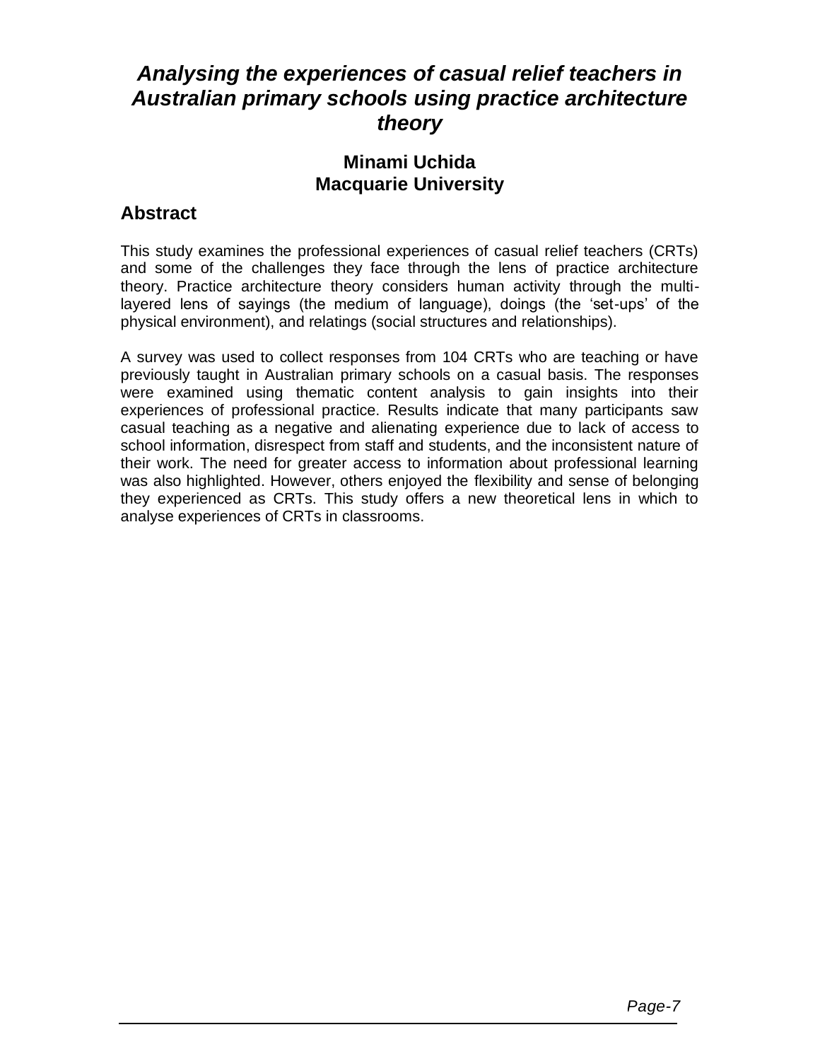# *Analysing the experiences of casual relief teachers in Australian primary schools using practice architecture theory*

**Minami Uchida**
**Macquarie University**

## Abstract

This study examines the professional experiences of casual relief teachers (CRTs) and some of the challenges they face through the lens of practice architecture theory. Practice architecture theory considers human activity through the multi-layered lens of sayings (the medium of language), doings (the 'set-ups' of the physical environment), and relatings (social structures and relationships).

A survey was used to collect responses from 104 CRTs who are teaching or have previously taught in Australian primary schools on a casual basis. The responses were examined using thematic content analysis to gain insights into their experiences of professional practice. Results indicate that many participants saw casual teaching as a negative and alienating experience due to lack of access to school information, disrespect from staff and students, and the inconsistent nature of their work. The need for greater access to information about professional learning was also highlighted. However, others enjoyed the flexibility and sense of belonging they experienced as CRTs. This study offers a new theoretical lens in which to analyse experiences of CRTs in classrooms.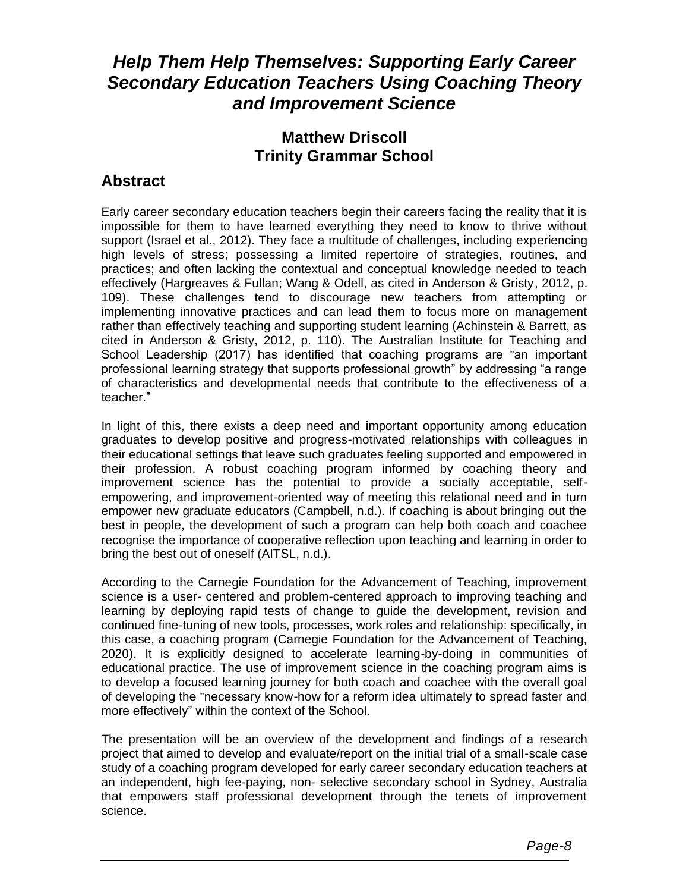# *Help Them Help Themselves: Supporting Early Career Secondary Education Teachers Using Coaching Theory and Improvement Science*

**Matthew Driscoll**
**Trinity Grammar School**

## Abstract

Early career secondary education teachers begin their careers facing the reality that it is impossible for them to have learned everything they need to know to thrive without support (Israel et al., 2012). They face a multitude of challenges, including experiencing high levels of stress; possessing a limited repertoire of strategies, routines, and practices; and often lacking the contextual and conceptual knowledge needed to teach effectively (Hargreaves & Fullan; Wang & Odell, as cited in Anderson & Gristy, 2012, p. 109). These challenges tend to discourage new teachers from attempting or implementing innovative practices and can lead them to focus more on management rather than effectively teaching and supporting student learning (Achinstein & Barrett, as cited in Anderson & Gristy, 2012, p. 110). The Australian Institute for Teaching and School Leadership (2017) has identified that coaching programs are "an important professional learning strategy that supports professional growth" by addressing "a range of characteristics and developmental needs that contribute to the effectiveness of a teacher."

In light of this, there exists a deep need and important opportunity among education graduates to develop positive and progress-motivated relationships with colleagues in their educational settings that leave such graduates feeling supported and empowered in their profession. A robust coaching program informed by coaching theory and improvement science has the potential to provide a socially acceptable, self-empowering, and improvement-oriented way of meeting this relational need and in turn empower new graduate educators (Campbell, n.d.). If coaching is about bringing out the best in people, the development of such a program can help both coach and coachee recognise the importance of cooperative reflection upon teaching and learning in order to bring the best out of oneself (AITSL, n.d.).

According to the Carnegie Foundation for the Advancement of Teaching, improvement science is a user- centered and problem-centered approach to improving teaching and learning by deploying rapid tests of change to guide the development, revision and continued fine-tuning of new tools, processes, work roles and relationship: specifically, in this case, a coaching program (Carnegie Foundation for the Advancement of Teaching, 2020). It is explicitly designed to accelerate learning-by-doing in communities of educational practice. The use of improvement science in the coaching program aims is to develop a focused learning journey for both coach and coachee with the overall goal of developing the "necessary know-how for a reform idea ultimately to spread faster and more effectively" within the context of the School.

The presentation will be an overview of the development and findings of a research project that aimed to develop and evaluate/report on the initial trial of a small-scale case study of a coaching program developed for early career secondary education teachers at an independent, high fee-paying, non- selective secondary school in Sydney, Australia that empowers staff professional development through the tenets of improvement science.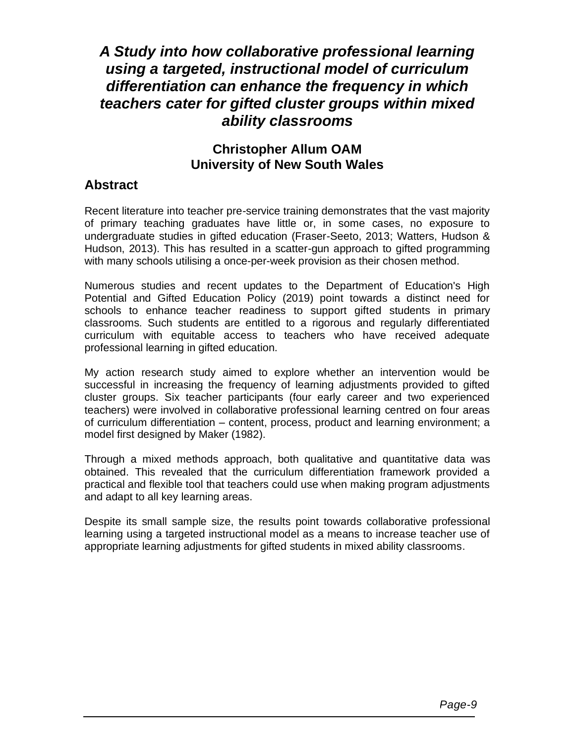# *A Study into how collaborative professional learning using a targeted, instructional model of curriculum differentiation can enhance the frequency in which teachers cater for gifted cluster groups within mixed ability classrooms*

**Christopher Allum OAM**
**University of New South Wales**

## Abstract

Recent literature into teacher pre-service training demonstrates that the vast majority of primary teaching graduates have little or, in some cases, no exposure to undergraduate studies in gifted education (Fraser-Seeto, 2013; Watters, Hudson & Hudson, 2013). This has resulted in a scatter-gun approach to gifted programming with many schools utilising a once-per-week provision as their chosen method.

Numerous studies and recent updates to the Department of Education's High Potential and Gifted Education Policy (2019) point towards a distinct need for schools to enhance teacher readiness to support gifted students in primary classrooms. Such students are entitled to a rigorous and regularly differentiated curriculum with equitable access to teachers who have received adequate professional learning in gifted education.

My action research study aimed to explore whether an intervention would be successful in increasing the frequency of learning adjustments provided to gifted cluster groups. Six teacher participants (four early career and two experienced teachers) were involved in collaborative professional learning centred on four areas of curriculum differentiation – content, process, product and learning environment; a model first designed by Maker (1982).

Through a mixed methods approach, both qualitative and quantitative data was obtained. This revealed that the curriculum differentiation framework provided a practical and flexible tool that teachers could use when making program adjustments and adapt to all key learning areas.

Despite its small sample size, the results point towards collaborative professional learning using a targeted instructional model as a means to increase teacher use of appropriate learning adjustments for gifted students in mixed ability classrooms.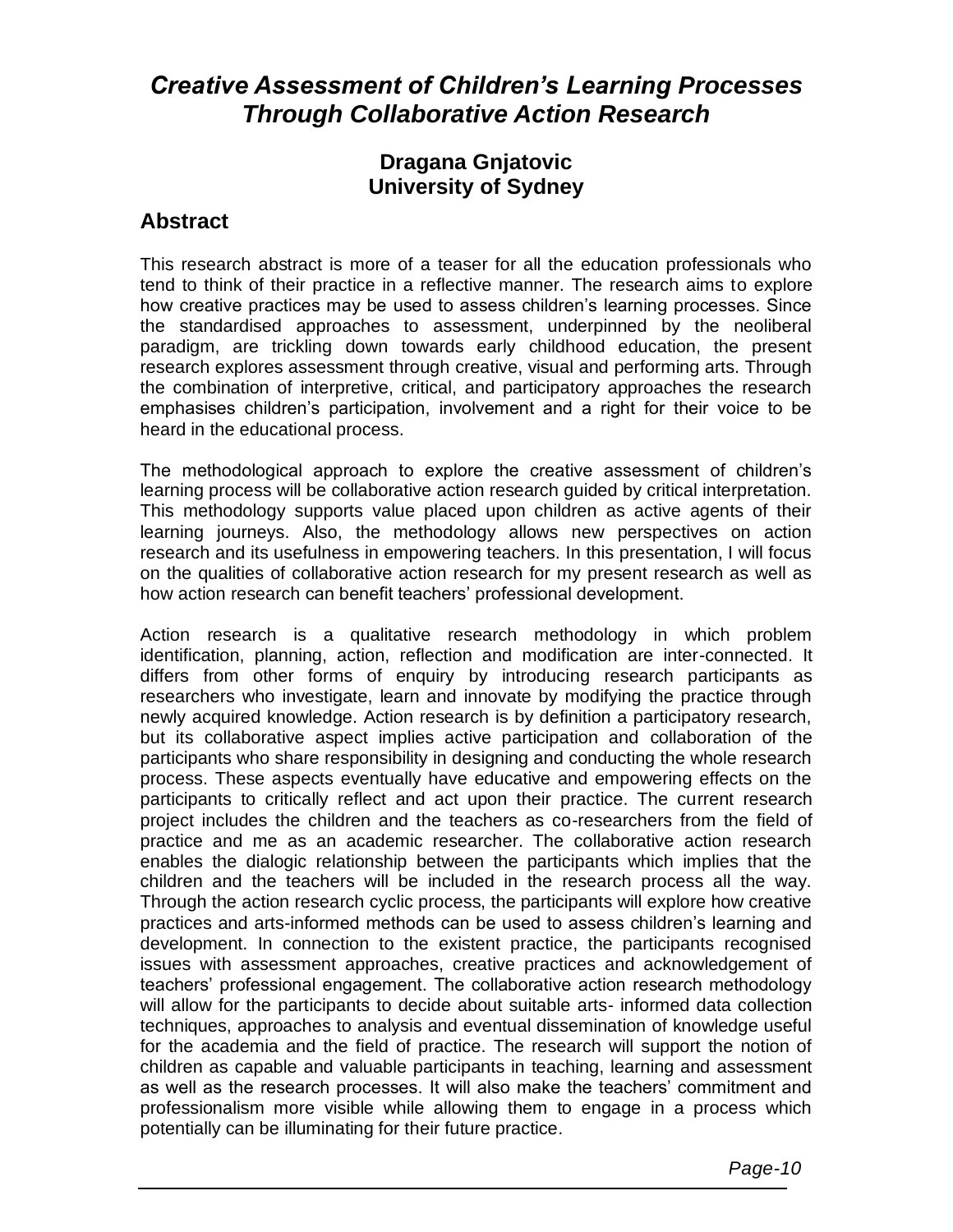# *Creative Assessment of Children's Learning Processes Through Collaborative Action Research*

**Dragana Gnjatovic**
**University of Sydney**

## Abstract

This research abstract is more of a teaser for all the education professionals who tend to think of their practice in a reflective manner. The research aims to explore how creative practices may be used to assess children's learning processes. Since the standardised approaches to assessment, underpinned by the neoliberal paradigm, are trickling down towards early childhood education, the present research explores assessment through creative, visual and performing arts. Through the combination of interpretive, critical, and participatory approaches the research emphasises children's participation, involvement and a right for their voice to be heard in the educational process.

The methodological approach to explore the creative assessment of children's learning process will be collaborative action research guided by critical interpretation. This methodology supports value placed upon children as active agents of their learning journeys. Also, the methodology allows new perspectives on action research and its usefulness in empowering teachers. In this presentation, I will focus on the qualities of collaborative action research for my present research as well as how action research can benefit teachers' professional development.

Action research is a qualitative research methodology in which problem identification, planning, action, reflection and modification are inter-connected. It differs from other forms of enquiry by introducing research participants as researchers who investigate, learn and innovate by modifying the practice through newly acquired knowledge. Action research is by definition a participatory research, but its collaborative aspect implies active participation and collaboration of the participants who share responsibility in designing and conducting the whole research process. These aspects eventually have educative and empowering effects on the participants to critically reflect and act upon their practice. The current research project includes the children and the teachers as co-researchers from the field of practice and me as an academic researcher. The collaborative action research enables the dialogic relationship between the participants which implies that the children and the teachers will be included in the research process all the way. Through the action research cyclic process, the participants will explore how creative practices and arts-informed methods can be used to assess children's learning and development. In connection to the existent practice, the participants recognised issues with assessment approaches, creative practices and acknowledgement of teachers' professional engagement. The collaborative action research methodology will allow for the participants to decide about suitable arts- informed data collection techniques, approaches to analysis and eventual dissemination of knowledge useful for the academia and the field of practice. The research will support the notion of children as capable and valuable participants in teaching, learning and assessment as well as the research processes. It will also make the teachers' commitment and professionalism more visible while allowing them to engage in a process which potentially can be illuminating for their future practice.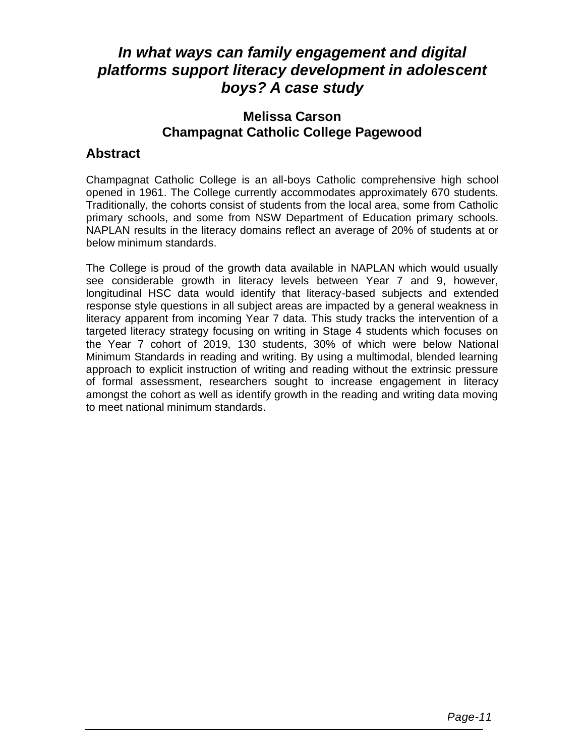# *In what ways can family engagement and digital platforms support literacy development in adolescent boys? A case study*

**Melissa Carson**
**Champagnat Catholic College Pagewood**

## Abstract

Champagnat Catholic College is an all-boys Catholic comprehensive high school opened in 1961. The College currently accommodates approximately 670 students. Traditionally, the cohorts consist of students from the local area, some from Catholic primary schools, and some from NSW Department of Education primary schools. NAPLAN results in the literacy domains reflect an average of 20% of students at or below minimum standards.

The College is proud of the growth data available in NAPLAN which would usually see considerable growth in literacy levels between Year 7 and 9, however, longitudinal HSC data would identify that literacy-based subjects and extended response style questions in all subject areas are impacted by a general weakness in literacy apparent from incoming Year 7 data. This study tracks the intervention of a targeted literacy strategy focusing on writing in Stage 4 students which focuses on the Year 7 cohort of 2019, 130 students, 30% of which were below National Minimum Standards in reading and writing. By using a multimodal, blended learning approach to explicit instruction of writing and reading without the extrinsic pressure of formal assessment, researchers sought to increase engagement in literacy amongst the cohort as well as identify growth in the reading and writing data moving to meet national minimum standards.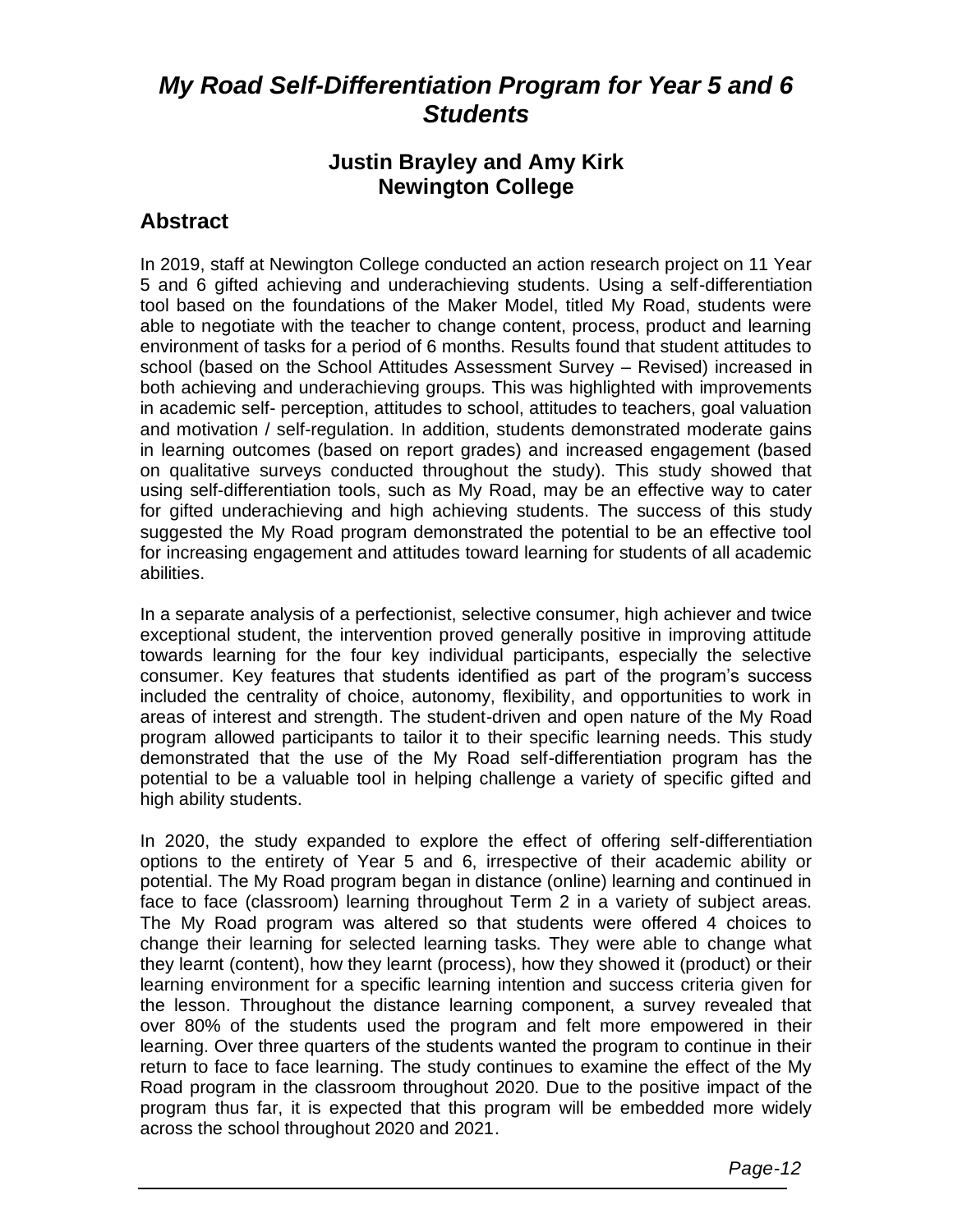# *My Road Self-Differentiation Program for Year 5 and 6 Students*

## Justin Brayley and Amy Kirk
## Newington College

## Abstract

In 2019, staff at Newington College conducted an action research project on 11 Year 5 and 6 gifted achieving and underachieving students. Using a self-differentiation tool based on the foundations of the Maker Model, titled My Road, students were able to negotiate with the teacher to change content, process, product and learning environment of tasks for a period of 6 months. Results found that student attitudes to school (based on the School Attitudes Assessment Survey – Revised) increased in both achieving and underachieving groups. This was highlighted with improvements in academic self- perception, attitudes to school, attitudes to teachers, goal valuation and motivation / self-regulation. In addition, students demonstrated moderate gains in learning outcomes (based on report grades) and increased engagement (based on qualitative surveys conducted throughout the study). This study showed that using self-differentiation tools, such as My Road, may be an effective way to cater for gifted underachieving and high achieving students. The success of this study suggested the My Road program demonstrated the potential to be an effective tool for increasing engagement and attitudes toward learning for students of all academic abilities.

In a separate analysis of a perfectionist, selective consumer, high achiever and twice exceptional student, the intervention proved generally positive in improving attitude towards learning for the four key individual participants, especially the selective consumer. Key features that students identified as part of the program's success included the centrality of choice, autonomy, flexibility, and opportunities to work in areas of interest and strength. The student-driven and open nature of the My Road program allowed participants to tailor it to their specific learning needs. This study demonstrated that the use of the My Road self-differentiation program has the potential to be a valuable tool in helping challenge a variety of specific gifted and high ability students.

In 2020, the study expanded to explore the effect of offering self-differentiation options to the entirety of Year 5 and 6, irrespective of their academic ability or potential. The My Road program began in distance (online) learning and continued in face to face (classroom) learning throughout Term 2 in a variety of subject areas. The My Road program was altered so that students were offered 4 choices to change their learning for selected learning tasks. They were able to change what they learnt (content), how they learnt (process), how they showed it (product) or their learning environment for a specific learning intention and success criteria given for the lesson. Throughout the distance learning component, a survey revealed that over 80% of the students used the program and felt more empowered in their learning. Over three quarters of the students wanted the program to continue in their return to face to face learning. The study continues to examine the effect of the My Road program in the classroom throughout 2020. Due to the positive impact of the program thus far, it is expected that this program will be embedded more widely across the school throughout 2020 and 2021.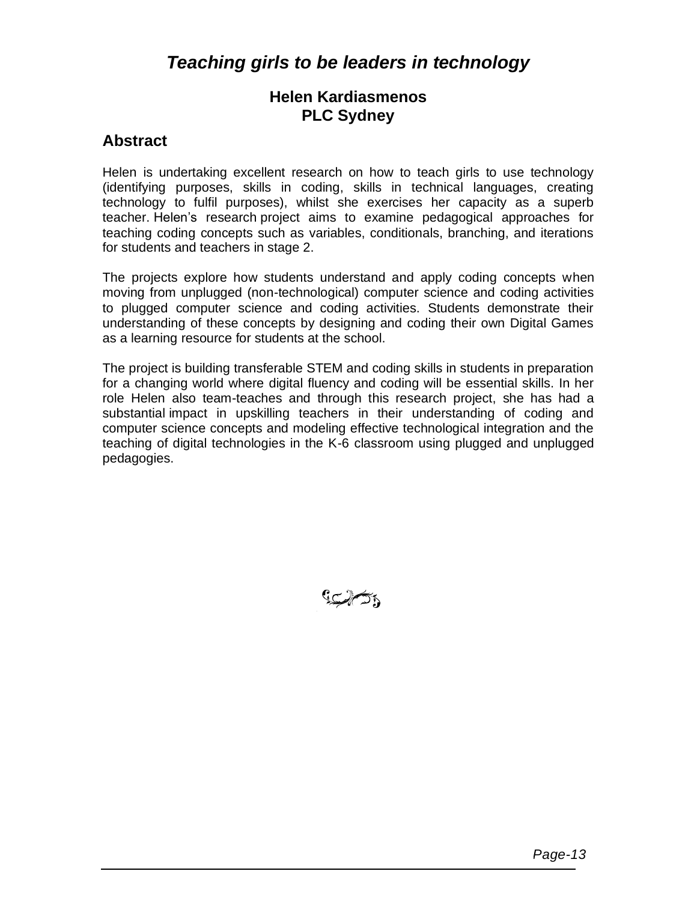# *Teaching girls to be leaders in technology*

**Helen Kardiasmenos**
**PLC Sydney**

## Abstract

Helen is undertaking excellent research on how to teach girls to use technology (identifying purposes, skills in coding, skills in technical languages, creating technology to fulfil purposes), whilst she exercises her capacity as a superb teacher. Helen's research project aims to examine pedagogical approaches for teaching coding concepts such as variables, conditionals, branching, and iterations for students and teachers in stage 2.

The projects explore how students understand and apply coding concepts when moving from unplugged (non-technological) computer science and coding activities to plugged computer science and coding activities. Students demonstrate their understanding of these concepts by designing and coding their own Digital Games as a learning resource for students at the school.

The project is building transferable STEM and coding skills in students in preparation for a changing world where digital fluency and coding will be essential skills. In her role Helen also team-teaches and through this research project, she has had a substantial impact in upskilling teachers in their understanding of coding and computer science concepts and modeling effective technological integration and the teaching of digital technologies in the K-6 classroom using plugged and unplugged pedagogies.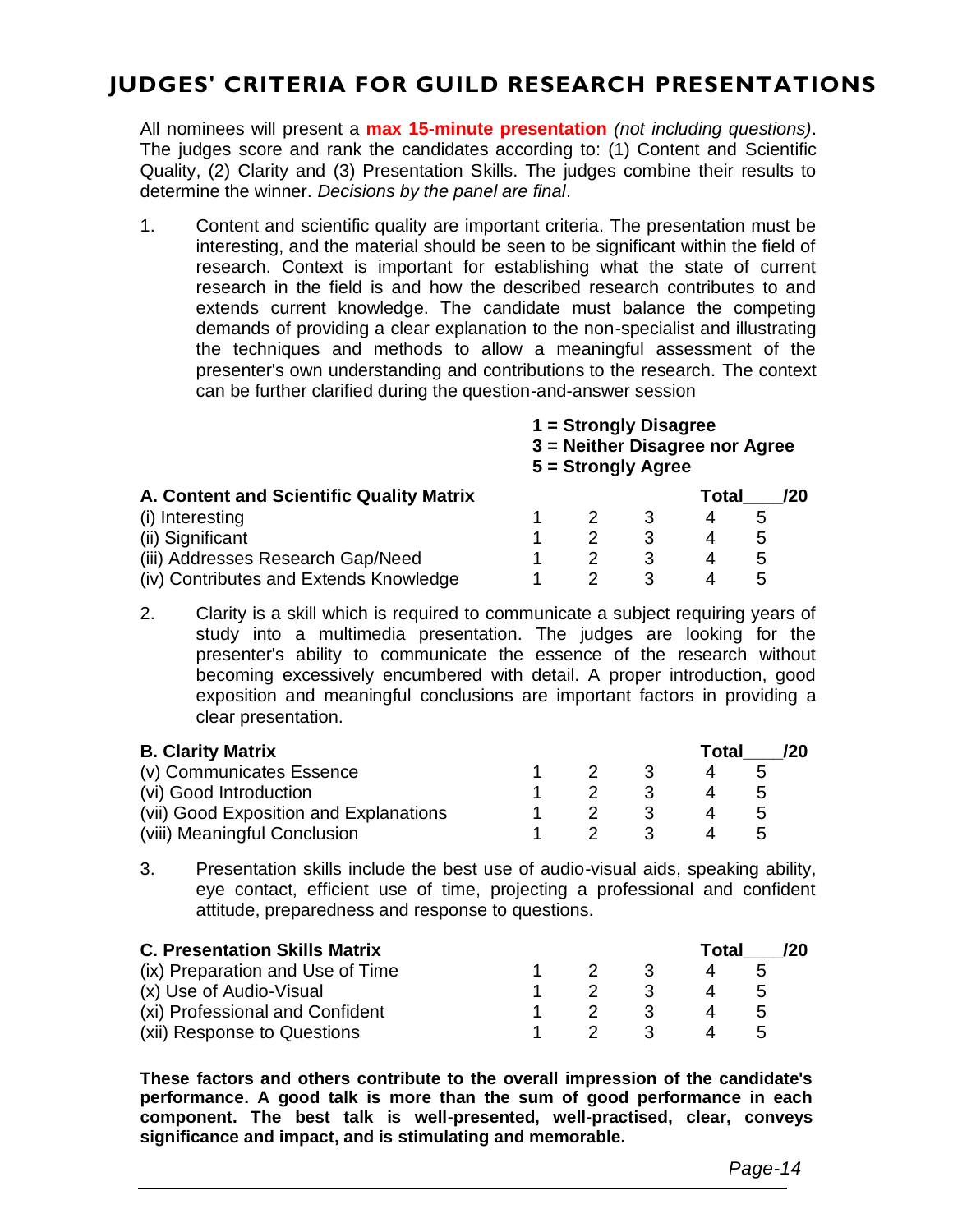# JUDGES' CRITERIA FOR GUILD RESEARCH PRESENTATIONS

All nominees will present a **max 15-minute presentation** *(not including questions)*. The judges score and rank the candidates according to: (1) Content and Scientific Quality, (2) Clarity and (3) Presentation Skills. The judges combine their results to determine the winner. *Decisions by the panel are final*.

1. Content and scientific quality are important criteria. The presentation must be interesting, and the material should be seen to be significant within the field of research. Context is important for establishing what the state of current research in the field is and how the described research contributes to and extends current knowledge. The candidate must balance the competing demands of providing a clear explanation to the non-specialist and illustrating the techniques and methods to allow a meaningful assessment of the presenter's own understanding and contributions to the research. The context can be further clarified during the question-and-answer session

**1 = Strongly Disagree**
**3 = Neither Disagree nor Agree**
**5 = Strongly Agree**

| **A. Content and Scientific Quality Matrix** | | | | **Total** | **___/20** |
|---|---|---|---|---|---|
| (i) Interesting | 1 | 2 | 3 | 4 | 5 |
| (ii) Significant | 1 | 2 | 3 | 4 | 5 |
| (iii) Addresses Research Gap/Need | 1 | 2 | 3 | 4 | 5 |
| (iv) Contributes and Extends Knowledge | 1 | 2 | 3 | 4 | 5 |

2. Clarity is a skill which is required to communicate a subject requiring years of study into a multimedia presentation. The judges are looking for the presenter's ability to communicate the essence of the research without becoming excessively encumbered with detail. A proper introduction, good exposition and meaningful conclusions are important factors in providing a clear presentation.

| **B. Clarity Matrix** | | | | **Total** | **___/20** |
|---|---|---|---|---|---|
| (v) Communicates Essence | 1 | 2 | 3 | 4 | 5 |
| (vi) Good Introduction | 1 | 2 | 3 | 4 | 5 |
| (vii) Good Exposition and Explanations | 1 | 2 | 3 | 4 | 5 |
| (viii) Meaningful Conclusion | 1 | 2 | 3 | 4 | 5 |

3. Presentation skills include the best use of audio-visual aids, speaking ability, eye contact, efficient use of time, projecting a professional and confident attitude, preparedness and response to questions.

| **C. Presentation Skills Matrix** | | | | **Total** | **___/20** |
|---|---|---|---|---|---|
| (ix) Preparation and Use of Time | 1 | 2 | 3 | 4 | 5 |
| (x) Use of Audio-Visual | 1 | 2 | 3 | 4 | 5 |
| (xi) Professional and Confident | 1 | 2 | 3 | 4 | 5 |
| (xii) Response to Questions | 1 | 2 | 3 | 4 | 5 |

**These factors and others contribute to the overall impression of the candidate's performance. A good talk is more than the sum of good performance in each component. The best talk is well-presented, well-practised, clear, conveys significance and impact, and is stimulating and memorable.**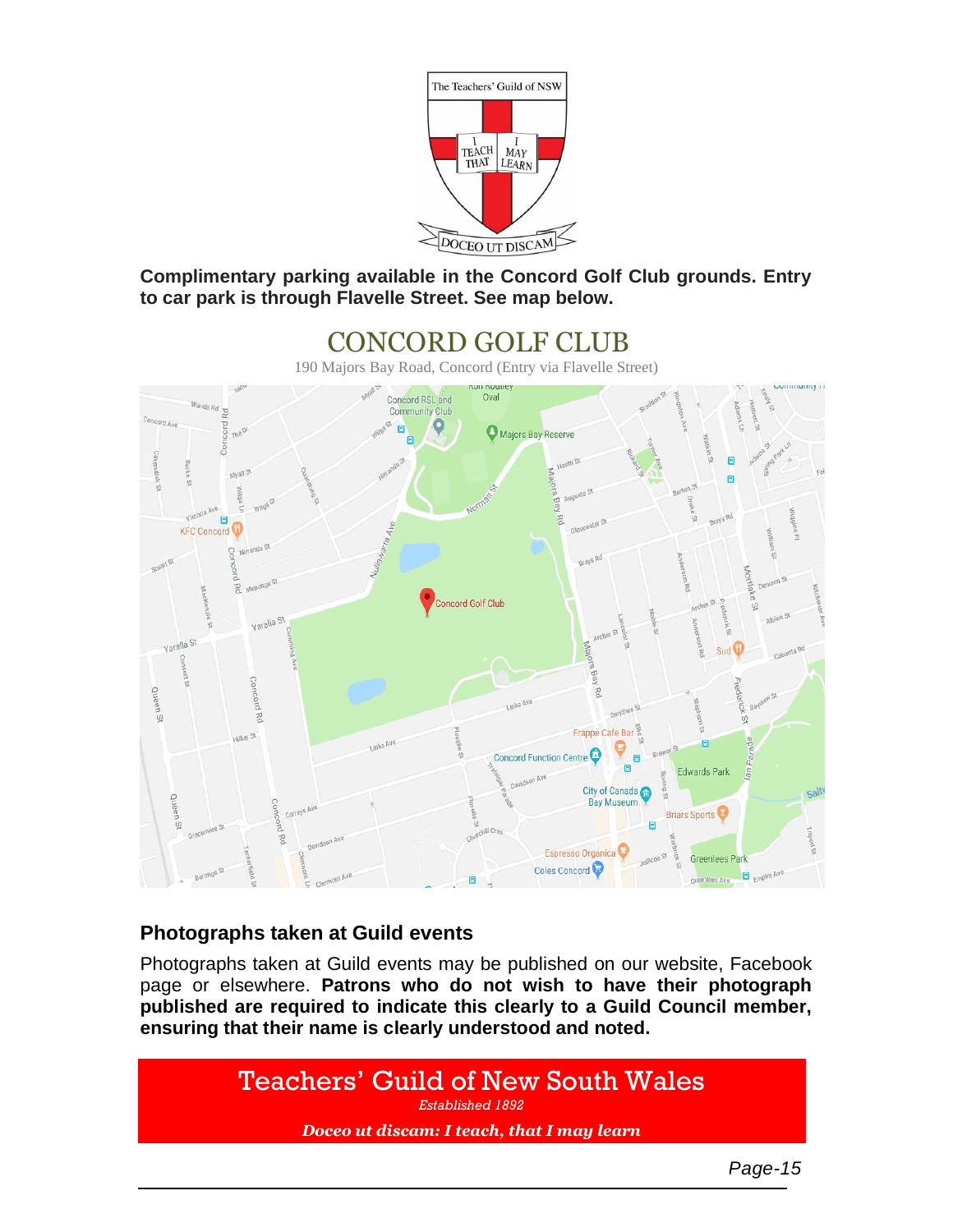Complimentary parking available in the Concord Golf Club grounds. Entry to car park is through Flavelle Street. See map below.

## CONCORD GOLF CLUB

190 Majors Bay Road, Concord (Entry via Flavelle Street)

### Photographs taken at Guild events

Photographs taken at Guild events may be published on our website, Facebook page or elsewhere. **Patrons who do not wish to have their photograph published are required to indicate this clearly to a Guild Council member, ensuring that their name is clearly understood and noted.**

Teachers' Guild of New South Wales

*Established 1892*

***Doceo ut discam: I teach, that I may learn***